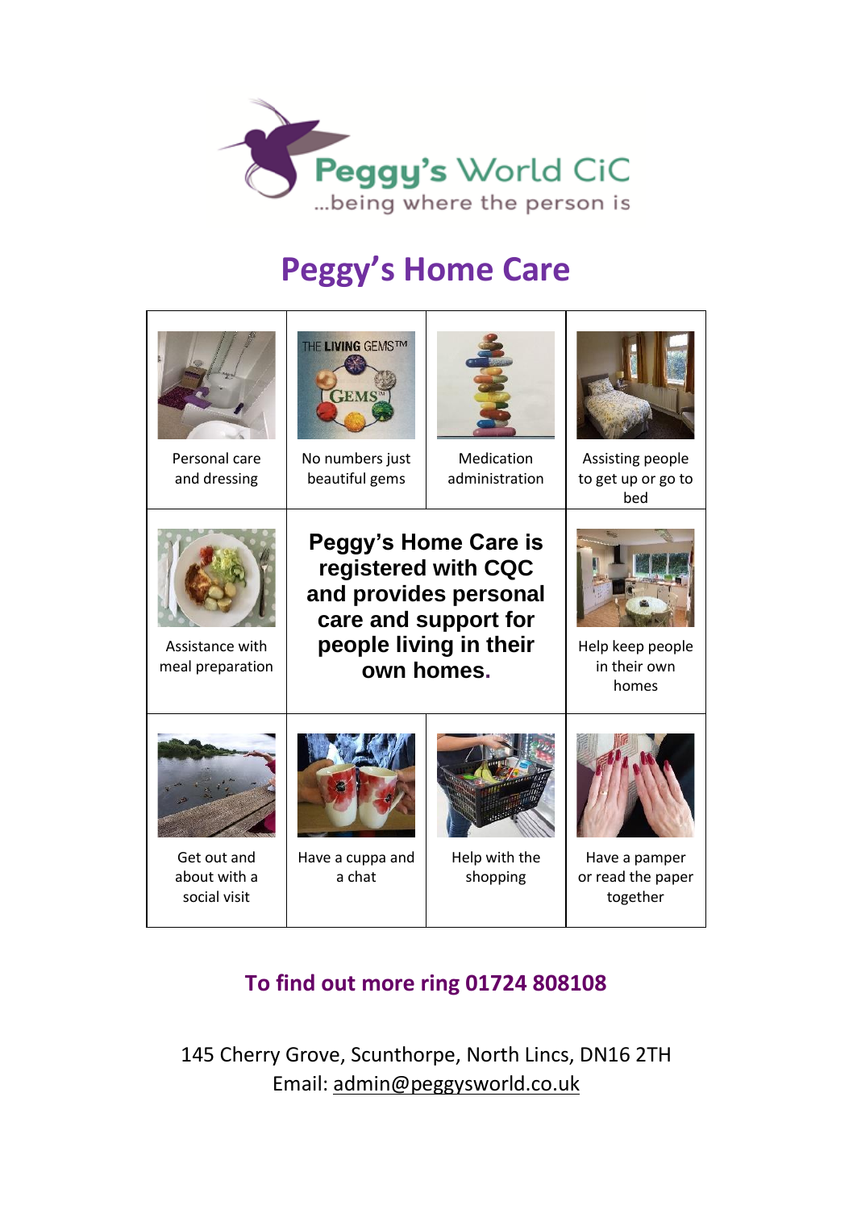Peggy's World CiC
...being where the person is

# Peggy's Home Care

| | | | |
|---|---|---|---|
| Personal care and dressing | No numbers just beautiful gems | Medication administration | Assisting people to get up or go to bed |
| Assistance with meal preparation | **Peggy's Home Care is registered with CQC and provides personal care and support for people living in their own homes.** | | Help keep people in their own homes |
| Get out and about with a social visit | Have a cuppa and a chat | Help with the shopping | Have a pamper or read the paper together |

## To find out more ring 01724 808108

145 Cherry Grove, Scunthorpe, North Lincs, DN16 2TH

Email: admin@peggysworld.co.uk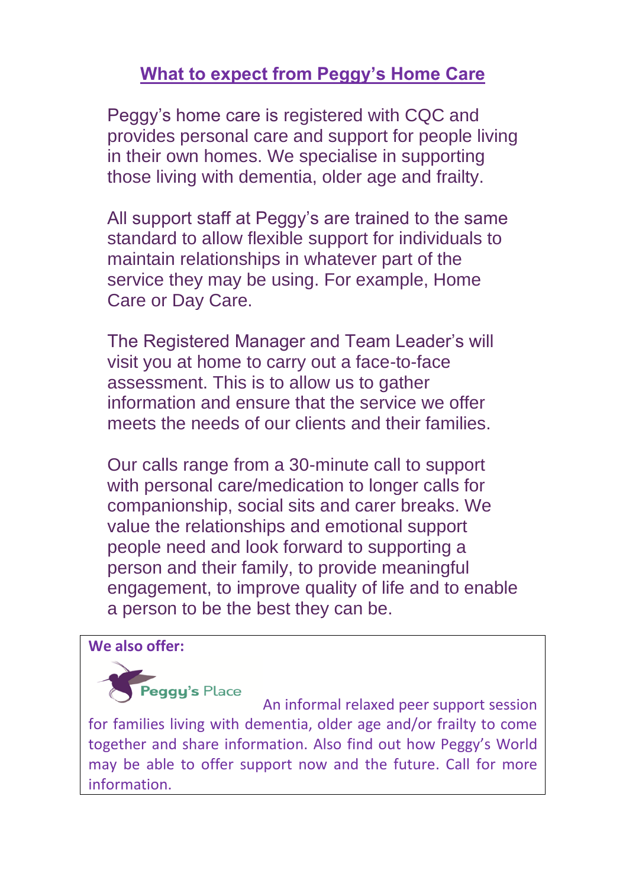## What to expect from Peggy's Home Care

Peggy's home care is registered with CQC and provides personal care and support for people living in their own homes. We specialise in supporting those living with dementia, older age and frailty.

All support staff at Peggy's are trained to the same standard to allow flexible support for individuals to maintain relationships in whatever part of the service they may be using. For example, Home Care or Day Care.

The Registered Manager and Team Leader's will visit you at home to carry out a face-to-face assessment. This is to allow us to gather information and ensure that the service we offer meets the needs of our clients and their families.

Our calls range from a 30-minute call to support with personal care/medication to longer calls for companionship, social sits and carer breaks. We value the relationships and emotional support people need and look forward to supporting a person and their family, to provide meaningful engagement, to improve quality of life and to enable a person to be the best they can be.

**We also offer:**

Peggy's Place

An informal relaxed peer support session for families living with dementia, older age and/or frailty to come together and share information. Also find out how Peggy's World may be able to offer support now and the future. Call for more information.